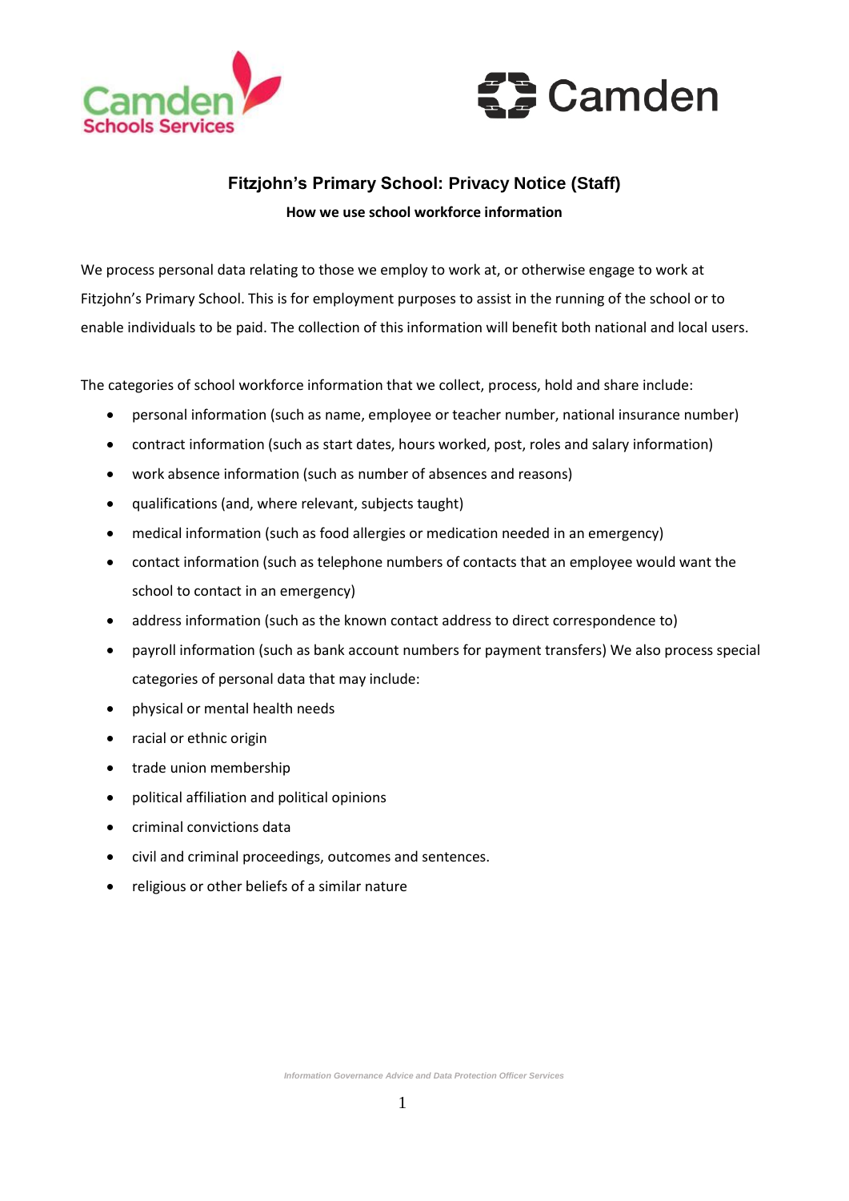# Fitzjohn's Primary School: Privacy Notice (Staff)

**How we use school workforce information**

We process personal data relating to those we employ to work at, or otherwise engage to work at Fitzjohn's Primary School. This is for employment purposes to assist in the running of the school or to enable individuals to be paid. The collection of this information will benefit both national and local users.

The categories of school workforce information that we collect, process, hold and share include:

- personal information (such as name, employee or teacher number, national insurance number)
- contract information (such as start dates, hours worked, post, roles and salary information)
- work absence information (such as number of absences and reasons)
- qualifications (and, where relevant, subjects taught)
- medical information (such as food allergies or medication needed in an emergency)
- contact information (such as telephone numbers of contacts that an employee would want the school to contact in an emergency)
- address information (such as the known contact address to direct correspondence to)
- payroll information (such as bank account numbers for payment transfers) We also process special categories of personal data that may include:
- physical or mental health needs
- racial or ethnic origin
- trade union membership
- political affiliation and political opinions
- criminal convictions data
- civil and criminal proceedings, outcomes and sentences.
- religious or other beliefs of a similar nature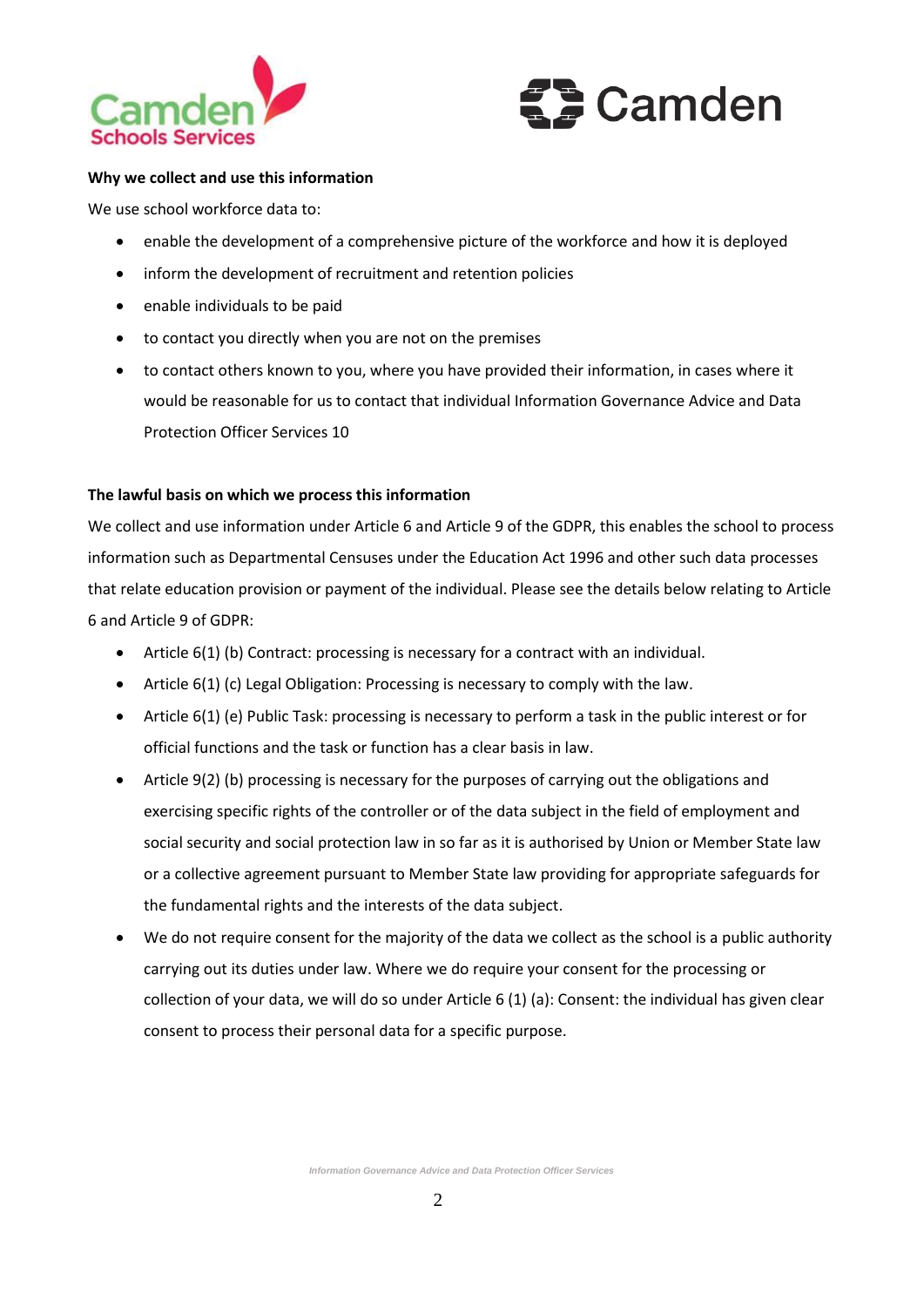**Why we collect and use this information**

We use school workforce data to:

- enable the development of a comprehensive picture of the workforce and how it is deployed
- inform the development of recruitment and retention policies
- enable individuals to be paid
- to contact you directly when you are not on the premises
- to contact others known to you, where you have provided their information, in cases where it would be reasonable for us to contact that individual Information Governance Advice and Data Protection Officer Services 10

**The lawful basis on which we process this information**

We collect and use information under Article 6 and Article 9 of the GDPR, this enables the school to process information such as Departmental Censuses under the Education Act 1996 and other such data processes that relate education provision or payment of the individual. Please see the details below relating to Article 6 and Article 9 of GDPR:

- Article 6(1) (b) Contract: processing is necessary for a contract with an individual.
- Article 6(1) (c) Legal Obligation: Processing is necessary to comply with the law.
- Article 6(1) (e) Public Task: processing is necessary to perform a task in the public interest or for official functions and the task or function has a clear basis in law.
- Article 9(2) (b) processing is necessary for the purposes of carrying out the obligations and exercising specific rights of the controller or of the data subject in the field of employment and social security and social protection law in so far as it is authorised by Union or Member State law or a collective agreement pursuant to Member State law providing for appropriate safeguards for the fundamental rights and the interests of the data subject.
- We do not require consent for the majority of the data we collect as the school is a public authority carrying out its duties under law. Where we do require your consent for the processing or collection of your data, we will do so under Article 6 (1) (a): Consent: the individual has given clear consent to process their personal data for a specific purpose.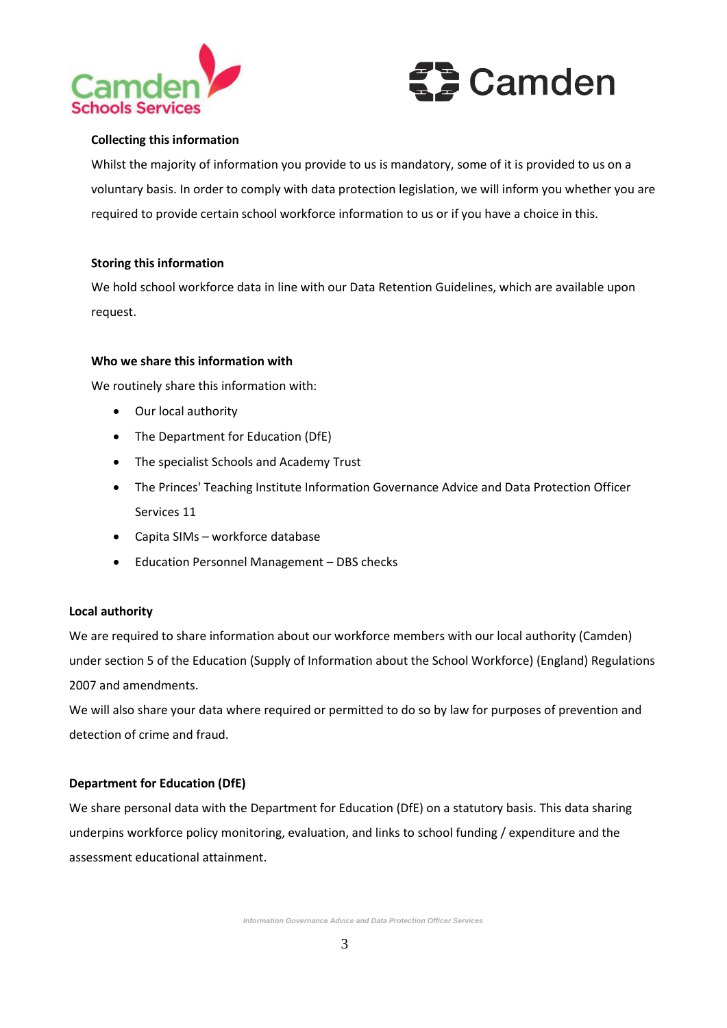**Collecting this information**

Whilst the majority of information you provide to us is mandatory, some of it is provided to us on a voluntary basis. In order to comply with data protection legislation, we will inform you whether you are required to provide certain school workforce information to us or if you have a choice in this.

**Storing this information**

We hold school workforce data in line with our Data Retention Guidelines, which are available upon request.

**Who we share this information with**

We routinely share this information with:

- Our local authority
- The Department for Education (DfE)
- The specialist Schools and Academy Trust
- The Princes' Teaching Institute Information Governance Advice and Data Protection Officer Services 11
- Capita SIMs – workforce database
- Education Personnel Management – DBS checks

**Local authority**

We are required to share information about our workforce members with our local authority (Camden) under section 5 of the Education (Supply of Information about the School Workforce) (England) Regulations 2007 and amendments.

We will also share your data where required or permitted to do so by law for purposes of prevention and detection of crime and fraud.

**Department for Education (DfE)**

We share personal data with the Department for Education (DfE) on a statutory basis. This data sharing underpins workforce policy monitoring, evaluation, and links to school funding / expenditure and the assessment educational attainment.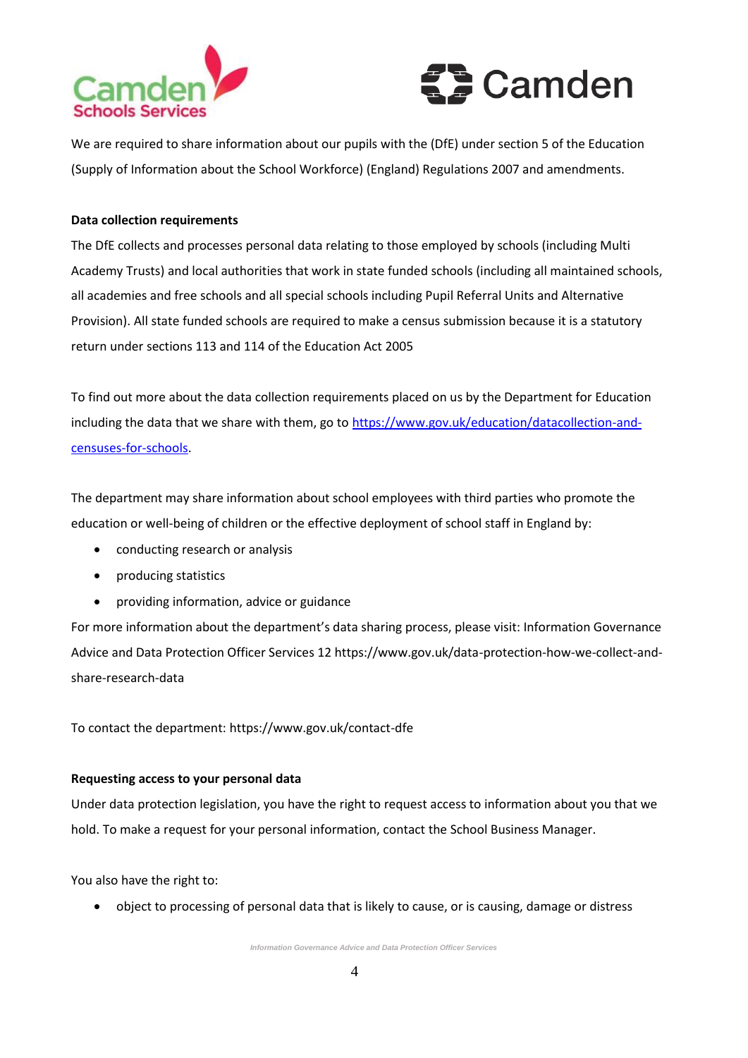We are required to share information about our pupils with the (DfE) under section 5 of the Education (Supply of Information about the School Workforce) (England) Regulations 2007 and amendments.

**Data collection requirements**

The DfE collects and processes personal data relating to those employed by schools (including Multi Academy Trusts) and local authorities that work in state funded schools (including all maintained schools, all academies and free schools and all special schools including Pupil Referral Units and Alternative Provision). All state funded schools are required to make a census submission because it is a statutory return under sections 113 and 114 of the Education Act 2005

To find out more about the data collection requirements placed on us by the Department for Education including the data that we share with them, go to [https://www.gov.uk/education/datacollection-and-censuses-for-schools](https://www.gov.uk/education/datacollection-and-censuses-for-schools).

The department may share information about school employees with third parties who promote the education or well-being of children or the effective deployment of school staff in England by:

- conducting research or analysis
- producing statistics
- providing information, advice or guidance

For more information about the department's data sharing process, please visit: Information Governance Advice and Data Protection Officer Services 12 https://www.gov.uk/data-protection-how-we-collect-and-share-research-data

To contact the department: https://www.gov.uk/contact-dfe

**Requesting access to your personal data**

Under data protection legislation, you have the right to request access to information about you that we hold. To make a request for your personal information, contact the School Business Manager.

You also have the right to:

- object to processing of personal data that is likely to cause, or is causing, damage or distress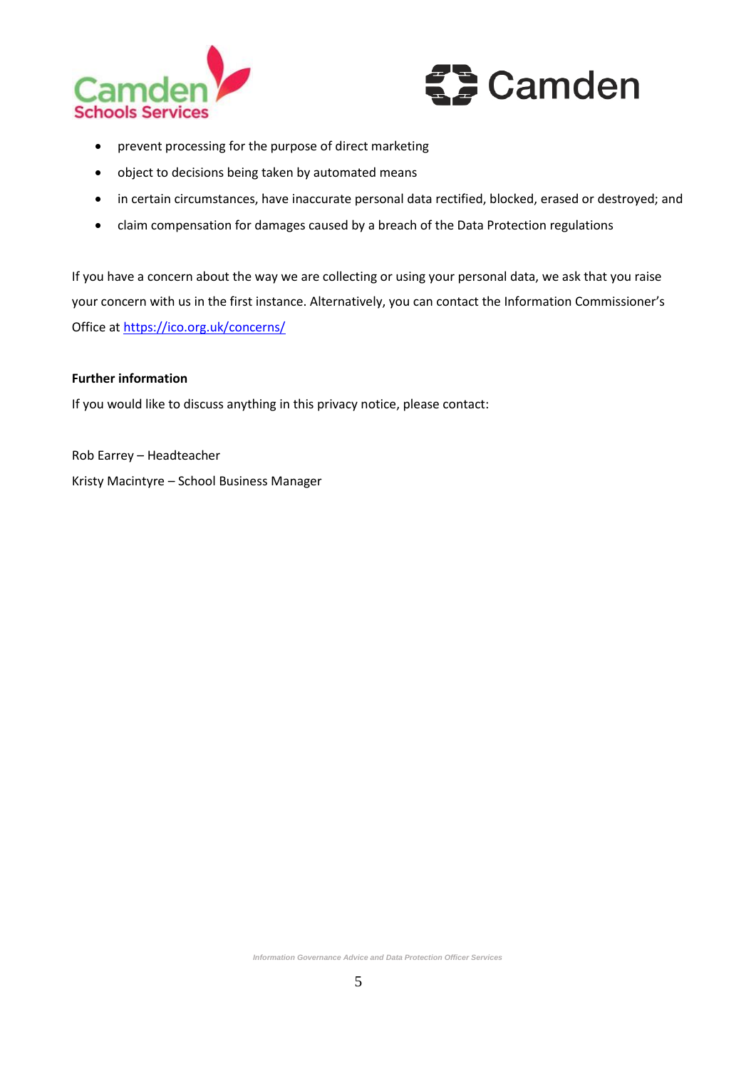- prevent processing for the purpose of direct marketing
- object to decisions being taken by automated means
- in certain circumstances, have inaccurate personal data rectified, blocked, erased or destroyed; and
- claim compensation for damages caused by a breach of the Data Protection regulations

If you have a concern about the way we are collecting or using your personal data, we ask that you raise your concern with us in the first instance. Alternatively, you can contact the Information Commissioner's Office at https://ico.org.uk/concerns/

**Further information**

If you would like to discuss anything in this privacy notice, please contact:

Rob Earrey – Headteacher

Kristy Macintyre – School Business Manager